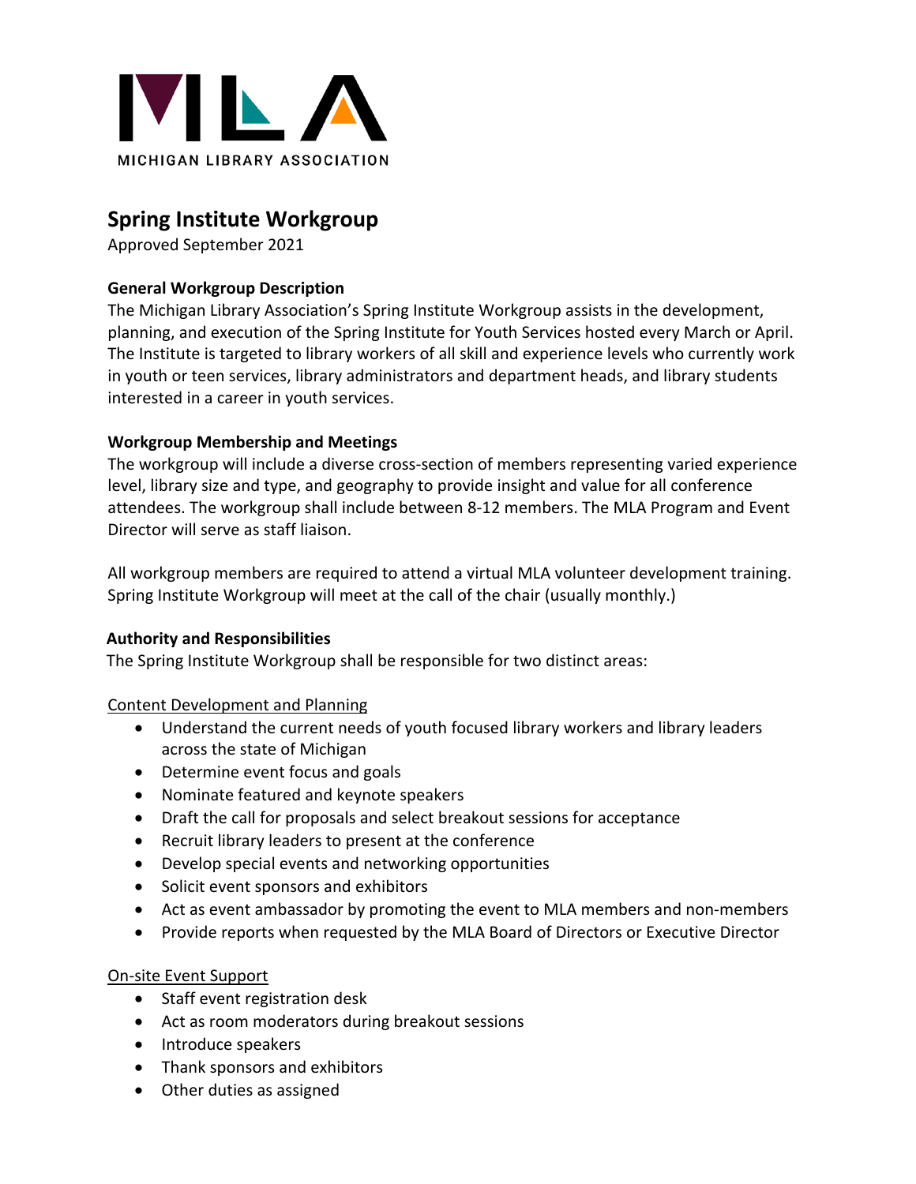MICHIGAN LIBRARY ASSOCIATION

# Spring Institute Workgroup

Approved September 2021

**General Workgroup Description**

The Michigan Library Association's Spring Institute Workgroup assists in the development, planning, and execution of the Spring Institute for Youth Services hosted every March or April. The Institute is targeted to library workers of all skill and experience levels who currently work in youth or teen services, library administrators and department heads, and library students interested in a career in youth services.

**Workgroup Membership and Meetings**

The workgroup will include a diverse cross-section of members representing varied experience level, library size and type, and geography to provide insight and value for all conference attendees. The workgroup shall include between 8-12 members. The MLA Program and Event Director will serve as staff liaison.

All workgroup members are required to attend a virtual MLA volunteer development training. Spring Institute Workgroup will meet at the call of the chair (usually monthly.)

**Authority and Responsibilities**

The Spring Institute Workgroup shall be responsible for two distinct areas:

<u>Content Development and Planning</u>

- Understand the current needs of youth focused library workers and library leaders across the state of Michigan
- Determine event focus and goals
- Nominate featured and keynote speakers
- Draft the call for proposals and select breakout sessions for acceptance
- Recruit library leaders to present at the conference
- Develop special events and networking opportunities
- Solicit event sponsors and exhibitors
- Act as event ambassador by promoting the event to MLA members and non-members
- Provide reports when requested by the MLA Board of Directors or Executive Director

<u>On-site Event Support</u>

- Staff event registration desk
- Act as room moderators during breakout sessions
- Introduce speakers
- Thank sponsors and exhibitors
- Other duties as assigned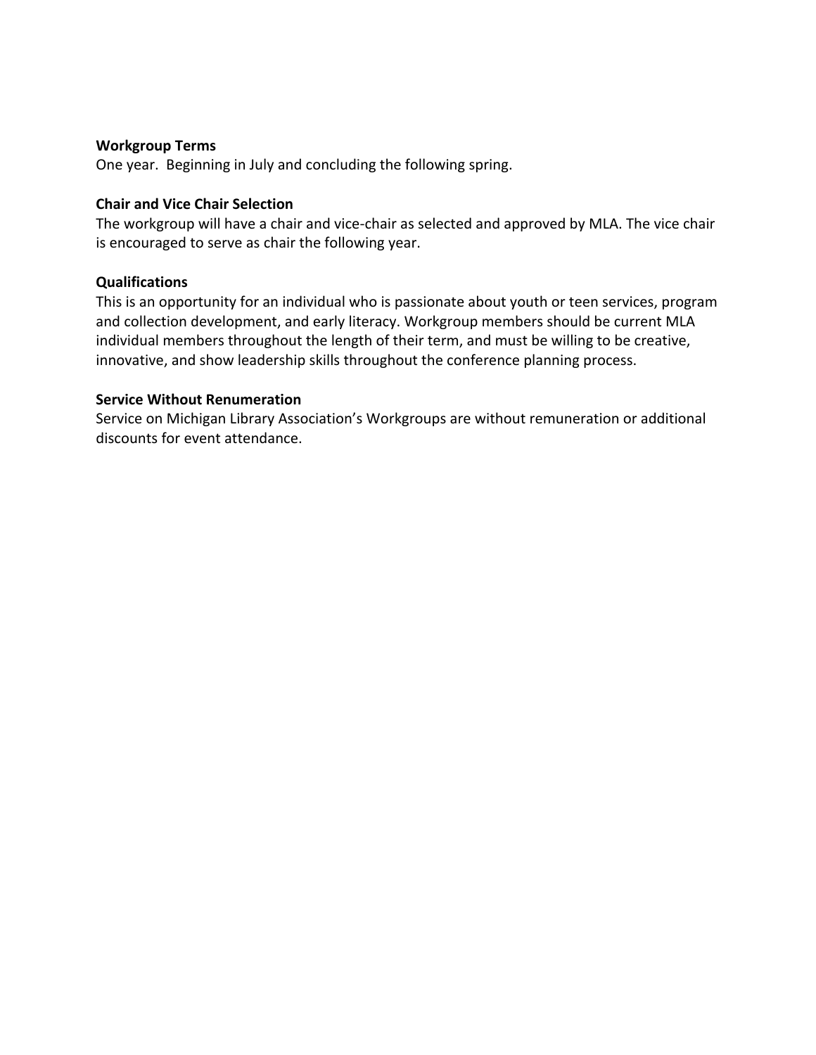**Workgroup Terms**

One year.  Beginning in July and concluding the following spring.

**Chair and Vice Chair Selection**

The workgroup will have a chair and vice-chair as selected and approved by MLA. The vice chair is encouraged to serve as chair the following year.

**Qualifications**

This is an opportunity for an individual who is passionate about youth or teen services, program and collection development, and early literacy. Workgroup members should be current MLA individual members throughout the length of their term, and must be willing to be creative, innovative, and show leadership skills throughout the conference planning process.

**Service Without Renumeration**

Service on Michigan Library Association's Workgroups are without remuneration or additional discounts for event attendance.